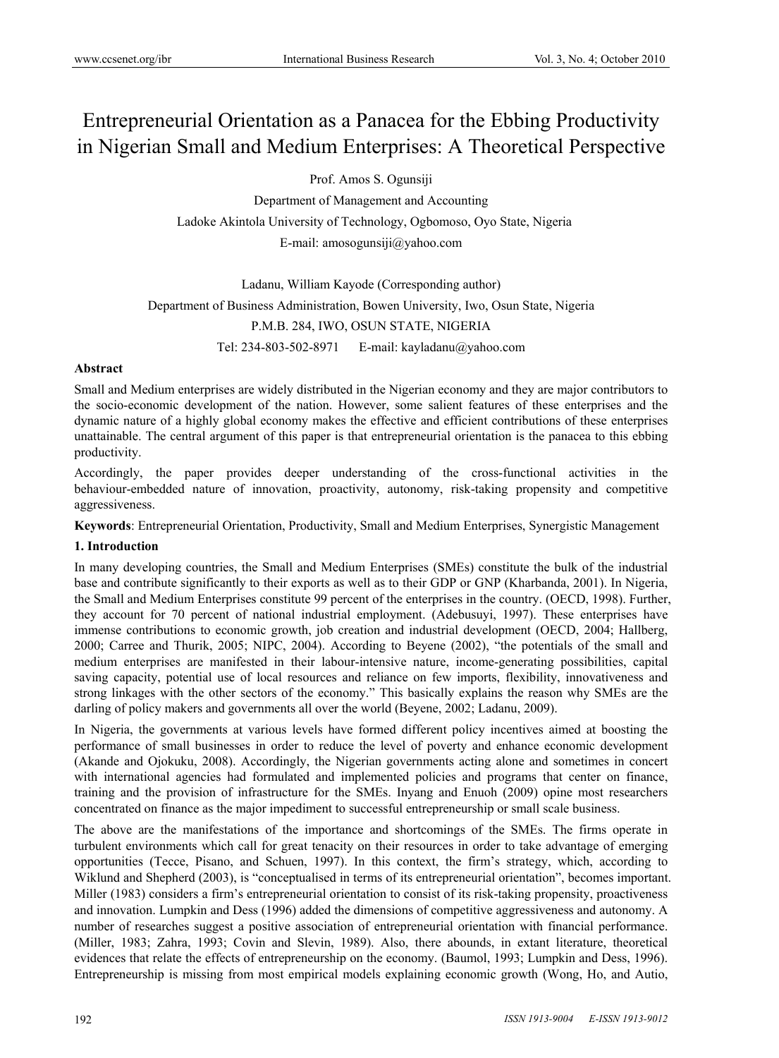# Entrepreneurial Orientation as a Panacea for the Ebbing Productivity in Nigerian Small and Medium Enterprises: A Theoretical Perspective

Prof. Amos S. Ogunsiji

Department of Management and Accounting

Ladoke Akintola University of Technology, Ogbomoso, Oyo State, Nigeria

E-mail: amosogunsiji@yahoo.com

Ladanu, William Kayode (Corresponding author)

Department of Business Administration, Bowen University, Iwo, Osun State, Nigeria

P.M.B. 284, IWO, OSUN STATE, NIGERIA

Tel: 234-803-502-8971 E-mail: kayladanu@yahoo.com

## Abstract

Small and Medium enterprises are widely distributed in the Nigerian economy and they are major contributors to the socio-economic development of the nation. However, some salient features of these enterprises and the dynamic nature of a highly global economy makes the effective and efficient contributions of these enterprises unattainable. The central argument of this paper is that entrepreneurial orientation is the panacea to this ebbing productivity.

Accordingly, the paper provides deeper understanding of the cross-functional activities in the behaviour-embedded nature of innovation, proactivity, autonomy, risk-taking propensity and competitive aggressiveness.

**Keywords**: Entrepreneurial Orientation, Productivity, Small and Medium Enterprises, Synergistic Management

## 1. Introduction

In many developing countries, the Small and Medium Enterprises (SMEs) constitute the bulk of the industrial base and contribute significantly to their exports as well as to their GDP or GNP (Kharbanda, 2001). In Nigeria, the Small and Medium Enterprises constitute 99 percent of the enterprises in the country. (OECD, 1998). Further, they account for 70 percent of national industrial employment. (Adebusuyi, 1997). These enterprises have immense contributions to economic growth, job creation and industrial development (OECD, 2004; Hallberg, 2000; Carree and Thurik, 2005; NIPC, 2004). According to Beyene (2002), "the potentials of the small and medium enterprises are manifested in their labour-intensive nature, income-generating possibilities, capital saving capacity, potential use of local resources and reliance on few imports, flexibility, innovativeness and strong linkages with the other sectors of the economy." This basically explains the reason why SMEs are the darling of policy makers and governments all over the world (Beyene, 2002; Ladanu, 2009).

In Nigeria, the governments at various levels have formed different policy incentives aimed at boosting the performance of small businesses in order to reduce the level of poverty and enhance economic development (Akande and Ojokuku, 2008). Accordingly, the Nigerian governments acting alone and sometimes in concert with international agencies had formulated and implemented policies and programs that center on finance, training and the provision of infrastructure for the SMEs. Inyang and Enuoh (2009) opine most researchers concentrated on finance as the major impediment to successful entrepreneurship or small scale business.

The above are the manifestations of the importance and shortcomings of the SMEs. The firms operate in turbulent environments which call for great tenacity on their resources in order to take advantage of emerging opportunities (Tecce, Pisano, and Schuen, 1997). In this context, the firm's strategy, which, according to Wiklund and Shepherd (2003), is "conceptualised in terms of its entrepreneurial orientation", becomes important. Miller (1983) considers a firm's entrepreneurial orientation to consist of its risk-taking propensity, proactiveness and innovation. Lumpkin and Dess (1996) added the dimensions of competitive aggressiveness and autonomy. A number of researches suggest a positive association of entrepreneurial orientation with financial performance. (Miller, 1983; Zahra, 1993; Covin and Slevin, 1989). Also, there abounds, in extant literature, theoretical evidences that relate the effects of entrepreneurship on the economy. (Baumol, 1993; Lumpkin and Dess, 1996). Entrepreneurship is missing from most empirical models explaining economic growth (Wong, Ho, and Autio,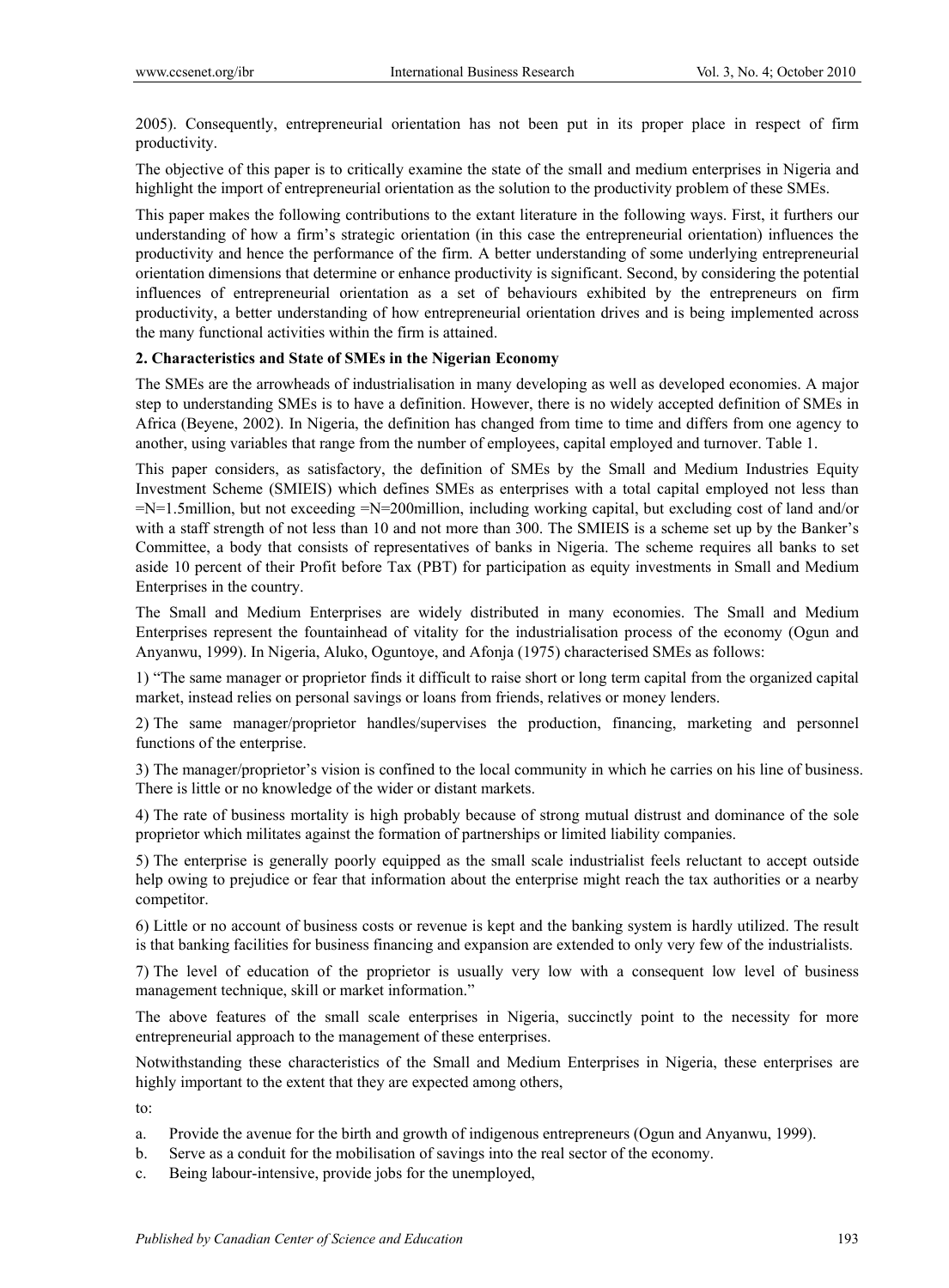2005). Consequently, entrepreneurial orientation has not been put in its proper place in respect of firm productivity.

The objective of this paper is to critically examine the state of the small and medium enterprises in Nigeria and highlight the import of entrepreneurial orientation as the solution to the productivity problem of these SMEs.

This paper makes the following contributions to the extant literature in the following ways. First, it furthers our understanding of how a firm's strategic orientation (in this case the entrepreneurial orientation) influences the productivity and hence the performance of the firm. A better understanding of some underlying entrepreneurial orientation dimensions that determine or enhance productivity is significant. Second, by considering the potential influences of entrepreneurial orientation as a set of behaviours exhibited by the entrepreneurs on firm productivity, a better understanding of how entrepreneurial orientation drives and is being implemented across the many functional activities within the firm is attained.

## 2. Characteristics and State of SMEs in the Nigerian Economy

The SMEs are the arrowheads of industrialisation in many developing as well as developed economies. A major step to understanding SMEs is to have a definition. However, there is no widely accepted definition of SMEs in Africa (Beyene, 2002). In Nigeria, the definition has changed from time to time and differs from one agency to another, using variables that range from the number of employees, capital employed and turnover. Table 1.

This paper considers, as satisfactory, the definition of SMEs by the Small and Medium Industries Equity Investment Scheme (SMIEIS) which defines SMEs as enterprises with a total capital employed not less than =N=1.5million, but not exceeding =N=200million, including working capital, but excluding cost of land and/or with a staff strength of not less than 10 and not more than 300. The SMIEIS is a scheme set up by the Banker's Committee, a body that consists of representatives of banks in Nigeria. The scheme requires all banks to set aside 10 percent of their Profit before Tax (PBT) for participation as equity investments in Small and Medium Enterprises in the country.

The Small and Medium Enterprises are widely distributed in many economies. The Small and Medium Enterprises represent the fountainhead of vitality for the industrialisation process of the economy (Ogun and Anyanwu, 1999). In Nigeria, Aluko, Oguntoye, and Afonja (1975) characterised SMEs as follows:

1) "The same manager or proprietor finds it difficult to raise short or long term capital from the organized capital market, instead relies on personal savings or loans from friends, relatives or money lenders.

2) The same manager/proprietor handles/supervises the production, financing, marketing and personnel functions of the enterprise.

3) The manager/proprietor's vision is confined to the local community in which he carries on his line of business. There is little or no knowledge of the wider or distant markets.

4) The rate of business mortality is high probably because of strong mutual distrust and dominance of the sole proprietor which militates against the formation of partnerships or limited liability companies.

5) The enterprise is generally poorly equipped as the small scale industrialist feels reluctant to accept outside help owing to prejudice or fear that information about the enterprise might reach the tax authorities or a nearby competitor.

6) Little or no account of business costs or revenue is kept and the banking system is hardly utilized. The result is that banking facilities for business financing and expansion are extended to only very few of the industrialists.

7) The level of education of the proprietor is usually very low with a consequent low level of business management technique, skill or market information."

The above features of the small scale enterprises in Nigeria, succinctly point to the necessity for more entrepreneurial approach to the management of these enterprises.

Notwithstanding these characteristics of the Small and Medium Enterprises in Nigeria, these enterprises are highly important to the extent that they are expected among others,

to:

a. Provide the avenue for the birth and growth of indigenous entrepreneurs (Ogun and Anyanwu, 1999).
b. Serve as a conduit for the mobilisation of savings into the real sector of the economy.
c. Being labour-intensive, provide jobs for the unemployed,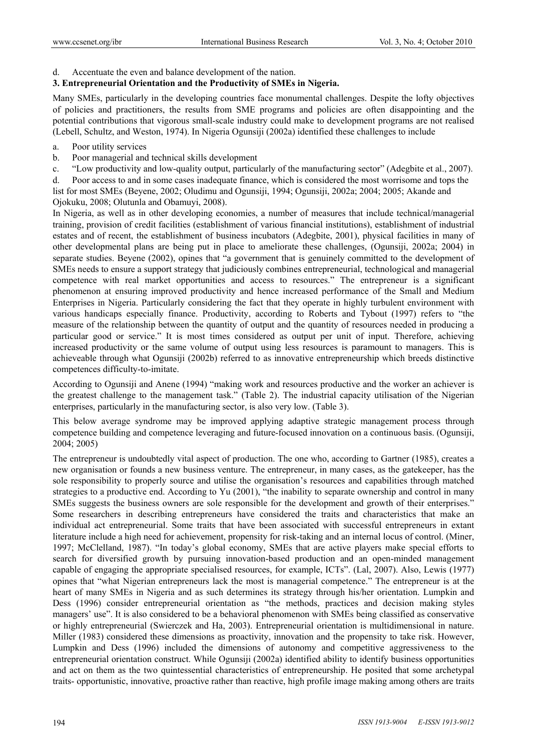d. Accentuate the even and balance development of the nation.

## 3. Entrepreneurial Orientation and the Productivity of SMEs in Nigeria.

Many SMEs, particularly in the developing countries face monumental challenges. Despite the lofty objectives of policies and practitioners, the results from SME programs and policies are often disappointing and the potential contributions that vigorous small-scale industry could make to development programs are not realised (Lebell, Schultz, and Weston, 1974). In Nigeria Ogunsiji (2002a) identified these challenges to include

a. Poor utility services
b. Poor managerial and technical skills development
c. "Low productivity and low-quality output, particularly of the manufacturing sector" (Adegbite et al., 2007).
d. Poor access to and in some cases inadequate finance, which is considered the most worrisome and tops the list for most SMEs (Beyene, 2002; Oludimu and Ogunsiji, 1994; Ogunsiji, 2002a; 2004; 2005; Akande and Ojokuku, 2008; Olutunla and Obamuyi, 2008).

In Nigeria, as well as in other developing economies, a number of measures that include technical/managerial training, provision of credit facilities (establishment of various financial institutions), establishment of industrial estates and of recent, the establishment of business incubators (Adegbite, 2001), physical facilities in many of other developmental plans are being put in place to ameliorate these challenges, (Ogunsiji, 2002a; 2004) in separate studies. Beyene (2002), opines that "a government that is genuinely committed to the development of SMEs needs to ensure a support strategy that judiciously combines entrepreneurial, technological and managerial competence with real market opportunities and access to resources." The entrepreneur is a significant phenomenon at ensuring improved productivity and hence increased performance of the Small and Medium Enterprises in Nigeria. Particularly considering the fact that they operate in highly turbulent environment with various handicaps especially finance. Productivity, according to Roberts and Tybout (1997) refers to "the measure of the relationship between the quantity of output and the quantity of resources needed in producing a particular good or service." It is most times considered as output per unit of input. Therefore, achieving increased productivity or the same volume of output using less resources is paramount to managers. This is achieveable through what Ogunsiji (2002b) referred to as innovative entrepreneurship which breeds distinctive competences difficulty-to-imitate.

According to Ogunsiji and Anene (1994) "making work and resources productive and the worker an achiever is the greatest challenge to the management task." (Table 2). The industrial capacity utilisation of the Nigerian enterprises, particularly in the manufacturing sector, is also very low. (Table 3).

This below average syndrome may be improved applying adaptive strategic management process through competence building and competence leveraging and future-focused innovation on a continuous basis. (Ogunsiji, 2004; 2005)

The entrepreneur is undoubtedly vital aspect of production. The one who, according to Gartner (1985), creates a new organisation or founds a new business venture. The entrepreneur, in many cases, as the gatekeeper, has the sole responsibility to properly source and utilise the organisation's resources and capabilities through matched strategies to a productive end. According to Yu (2001), "the inability to separate ownership and control in many SMEs suggests the business owners are sole responsible for the development and growth of their enterprises." Some researchers in describing entrepreneurs have considered the traits and characteristics that make an individual act entrepreneurial. Some traits that have been associated with successful entrepreneurs in extant literature include a high need for achievement, propensity for risk-taking and an internal locus of control. (Miner, 1997; McClelland, 1987). "In today's global economy, SMEs that are active players make special efforts to search for diversified growth by pursuing innovation-based production and an open-minded management capable of engaging the appropriate specialised resources, for example, ICTs". (Lal, 2007). Also, Lewis (1977) opines that "what Nigerian entrepreneurs lack the most is managerial competence." The entrepreneur is at the heart of many SMEs in Nigeria and as such determines its strategy through his/her orientation. Lumpkin and Dess (1996) consider entrepreneurial orientation as "the methods, practices and decision making styles managers' use". It is also considered to be a behavioral phenomenon with SMEs being classified as conservative or highly entrepreneurial (Swierczek and Ha, 2003). Entrepreneurial orientation is multidimensional in nature. Miller (1983) considered these dimensions as proactivity, innovation and the propensity to take risk. However, Lumpkin and Dess (1996) included the dimensions of autonomy and competitive aggressiveness to the entrepreneurial orientation construct. While Ogunsiji (2002a) identified ability to identify business opportunities and act on them as the two quintessential characteristics of entrepreneurship. He posited that some archetypal traits- opportunistic, innovative, proactive rather than reactive, high profile image making among others are traits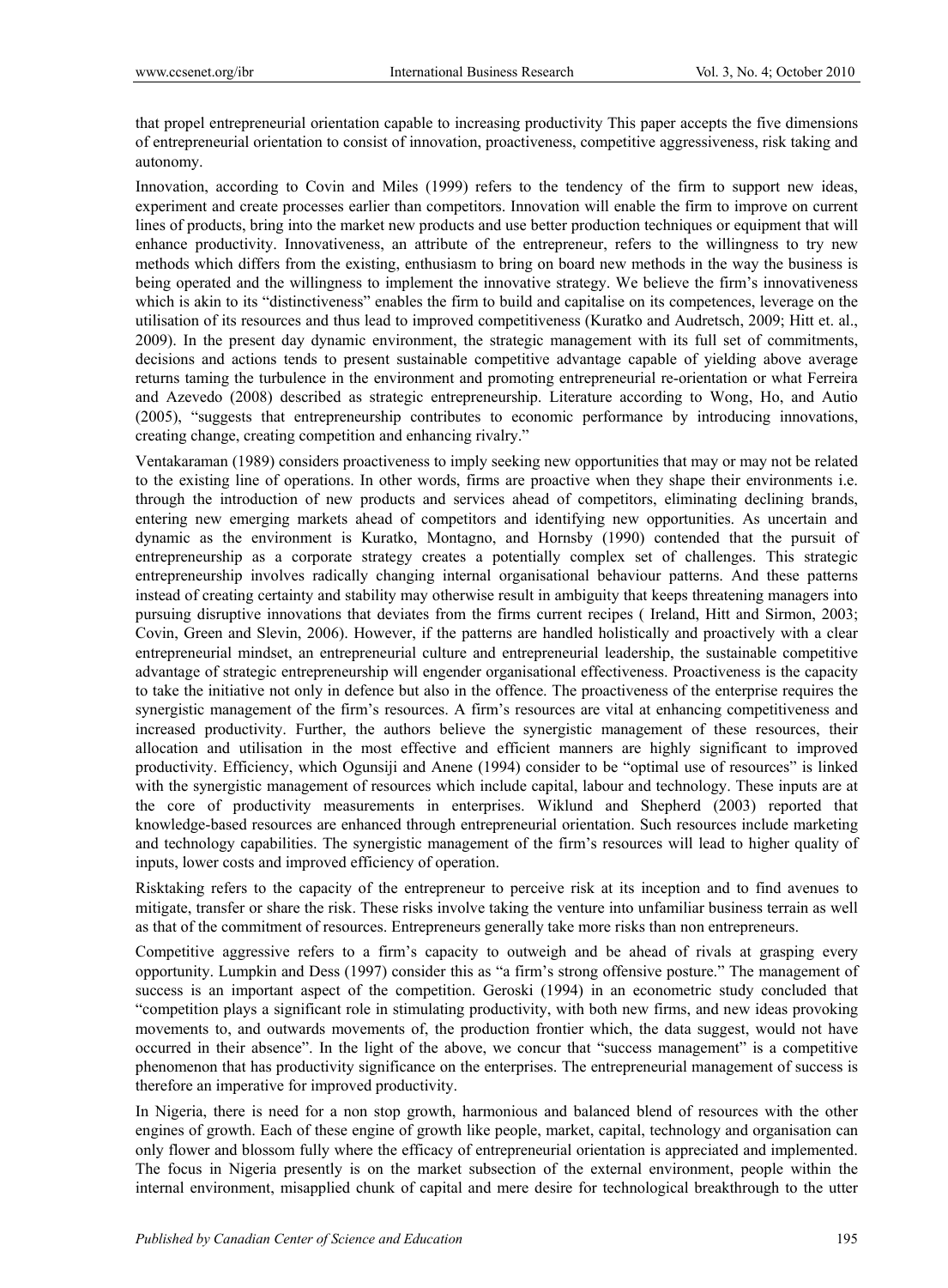that propel entrepreneurial orientation capable to increasing productivity This paper accepts the five dimensions of entrepreneurial orientation to consist of innovation, proactiveness, competitive aggressiveness, risk taking and autonomy.

Innovation, according to Covin and Miles (1999) refers to the tendency of the firm to support new ideas, experiment and create processes earlier than competitors. Innovation will enable the firm to improve on current lines of products, bring into the market new products and use better production techniques or equipment that will enhance productivity. Innovativeness, an attribute of the entrepreneur, refers to the willingness to try new methods which differs from the existing, enthusiasm to bring on board new methods in the way the business is being operated and the willingness to implement the innovative strategy. We believe the firm's innovativeness which is akin to its "distinctiveness" enables the firm to build and capitalise on its competences, leverage on the utilisation of its resources and thus lead to improved competitiveness (Kuratko and Audretsch, 2009; Hitt et. al., 2009). In the present day dynamic environment, the strategic management with its full set of commitments, decisions and actions tends to present sustainable competitive advantage capable of yielding above average returns taming the turbulence in the environment and promoting entrepreneurial re-orientation or what Ferreira and Azevedo (2008) described as strategic entrepreneurship. Literature according to Wong, Ho, and Autio (2005), "suggests that entrepreneurship contributes to economic performance by introducing innovations, creating change, creating competition and enhancing rivalry."

Ventakaraman (1989) considers proactiveness to imply seeking new opportunities that may or may not be related to the existing line of operations. In other words, firms are proactive when they shape their environments i.e. through the introduction of new products and services ahead of competitors, eliminating declining brands, entering new emerging markets ahead of competitors and identifying new opportunities. As uncertain and dynamic as the environment is Kuratko, Montagno, and Hornsby (1990) contended that the pursuit of entrepreneurship as a corporate strategy creates a potentially complex set of challenges. This strategic entrepreneurship involves radically changing internal organisational behaviour patterns. And these patterns instead of creating certainty and stability may otherwise result in ambiguity that keeps threatening managers into pursuing disruptive innovations that deviates from the firms current recipes ( Ireland, Hitt and Sirmon, 2003; Covin, Green and Slevin, 2006). However, if the patterns are handled holistically and proactively with a clear entrepreneurial mindset, an entrepreneurial culture and entrepreneurial leadership, the sustainable competitive advantage of strategic entrepreneurship will engender organisational effectiveness. Proactiveness is the capacity to take the initiative not only in defence but also in the offence. The proactiveness of the enterprise requires the synergistic management of the firm's resources. A firm's resources are vital at enhancing competitiveness and increased productivity. Further, the authors believe the synergistic management of these resources, their allocation and utilisation in the most effective and efficient manners are highly significant to improved productivity. Efficiency, which Ogunsiji and Anene (1994) consider to be "optimal use of resources" is linked with the synergistic management of resources which include capital, labour and technology. These inputs are at the core of productivity measurements in enterprises. Wiklund and Shepherd (2003) reported that knowledge-based resources are enhanced through entrepreneurial orientation. Such resources include marketing and technology capabilities. The synergistic management of the firm's resources will lead to higher quality of inputs, lower costs and improved efficiency of operation.

Risktaking refers to the capacity of the entrepreneur to perceive risk at its inception and to find avenues to mitigate, transfer or share the risk. These risks involve taking the venture into unfamiliar business terrain as well as that of the commitment of resources. Entrepreneurs generally take more risks than non entrepreneurs.

Competitive aggressive refers to a firm's capacity to outweigh and be ahead of rivals at grasping every opportunity. Lumpkin and Dess (1997) consider this as "a firm's strong offensive posture." The management of success is an important aspect of the competition. Geroski (1994) in an econometric study concluded that "competition plays a significant role in stimulating productivity, with both new firms, and new ideas provoking movements to, and outwards movements of, the production frontier which, the data suggest, would not have occurred in their absence". In the light of the above, we concur that "success management" is a competitive phenomenon that has productivity significance on the enterprises. The entrepreneurial management of success is therefore an imperative for improved productivity.

In Nigeria, there is need for a non stop growth, harmonious and balanced blend of resources with the other engines of growth. Each of these engine of growth like people, market, capital, technology and organisation can only flower and blossom fully where the efficacy of entrepreneurial orientation is appreciated and implemented. The focus in Nigeria presently is on the market subsection of the external environment, people within the internal environment, misapplied chunk of capital and mere desire for technological breakthrough to the utter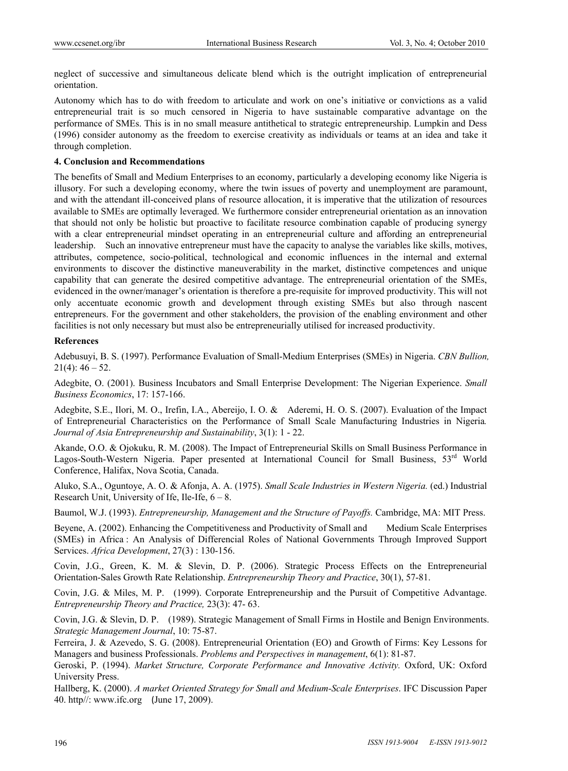neglect of successive and simultaneous delicate blend which is the outright implication of entrepreneurial orientation.

Autonomy which has to do with freedom to articulate and work on one's initiative or convictions as a valid entrepreneurial trait is so much censored in Nigeria to have sustainable comparative advantage on the performance of SMEs. This is in no small measure antithetical to strategic entrepreneurship. Lumpkin and Dess (1996) consider autonomy as the freedom to exercise creativity as individuals or teams at an idea and take it through completion.

## 4. Conclusion and Recommendations

The benefits of Small and Medium Enterprises to an economy, particularly a developing economy like Nigeria is illusory. For such a developing economy, where the twin issues of poverty and unemployment are paramount, and with the attendant ill-conceived plans of resource allocation, it is imperative that the utilization of resources available to SMEs are optimally leveraged. We furthermore consider entrepreneurial orientation as an innovation that should not only be holistic but proactive to facilitate resource combination capable of producing synergy with a clear entrepreneurial mindset operating in an entrepreneurial culture and affording an entrepreneurial leadership. Such an innovative entrepreneur must have the capacity to analyse the variables like skills, motives, attributes, competence, socio-political, technological and economic influences in the internal and external environments to discover the distinctive maneuverability in the market, distinctive competences and unique capability that can generate the desired competitive advantage. The entrepreneurial orientation of the SMEs, evidenced in the owner/manager's orientation is therefore a pre-requisite for improved productivity. This will not only accentuate economic growth and development through existing SMEs but also through nascent entrepreneurs. For the government and other stakeholders, the provision of the enabling environment and other facilities is not only necessary but must also be entrepreneurially utilised for increased productivity.

## References

Adebusuyi, B. S. (1997). Performance Evaluation of Small-Medium Enterprises (SMEs) in Nigeria. *CBN Bullion,* 21(4): 46 – 52.

Adegbite, O. (2001). Business Incubators and Small Enterprise Development: The Nigerian Experience. *Small Business Economics*, 17: 157-166.

Adegbite, S.E., Ilori, M. O., Irefin, I.A., Abereijo, I. O. & Aderemi, H. O. S. (2007). Evaluation of the Impact of Entrepreneurial Characteristics on the Performance of Small Scale Manufacturing Industries in Nigeria*. Journal of Asia Entrepreneurship and Sustainability*, 3(1): 1 - 22.

Akande, O.O. & Ojokuku, R. M. (2008). The Impact of Entrepreneurial Skills on Small Business Performance in Lagos-South-Western Nigeria. Paper presented at International Council for Small Business, 53rd World Conference, Halifax, Nova Scotia, Canada.

Aluko, S.A., Oguntoye, A. O. & Afonja, A. A. (1975). *Small Scale Industries in Western Nigeria.* (ed.) Industrial Research Unit, University of Ife, Ile-Ife, 6 – 8.

Baumol, W.J. (1993). *Entrepreneurship, Management and the Structure of Payoffs.* Cambridge, MA: MIT Press.

Beyene, A. (2002). Enhancing the Competitiveness and Productivity of Small and Medium Scale Enterprises (SMEs) in Africa : An Analysis of Differencial Roles of National Governments Through Improved Support Services. *Africa Development*, 27(3) : 130-156.

Covin, J.G., Green, K. M. & Slevin, D. P. (2006). Strategic Process Effects on the Entrepreneurial Orientation-Sales Growth Rate Relationship. *Entrepreneurship Theory and Practice*, 30(1), 57-81.

Covin, J.G. & Miles, M. P. (1999). Corporate Entrepreneurship and the Pursuit of Competitive Advantage. *Entrepreneurship Theory and Practice,* 23(3): 47- 63.

Covin, J.G. & Slevin, D. P. (1989). Strategic Management of Small Firms in Hostile and Benign Environments. *Strategic Management Journal*, 10: 75-87.

Ferreira, J. & Azevedo, S. G. (2008). Entrepreneurial Orientation (EO) and Growth of Firms: Key Lessons for Managers and business Professionals. *Problems and Perspectives in management*, 6(1): 81-87.

Geroski, P. (1994). *Market Structure, Corporate Performance and Innovative Activity.* Oxford, UK: Oxford University Press.

Hallberg, K. (2000). *A market Oriented Strategy for Small and Medium-Scale Enterprises*. IFC Discussion Paper 40. http//: www.ifc.org (June 17, 2009).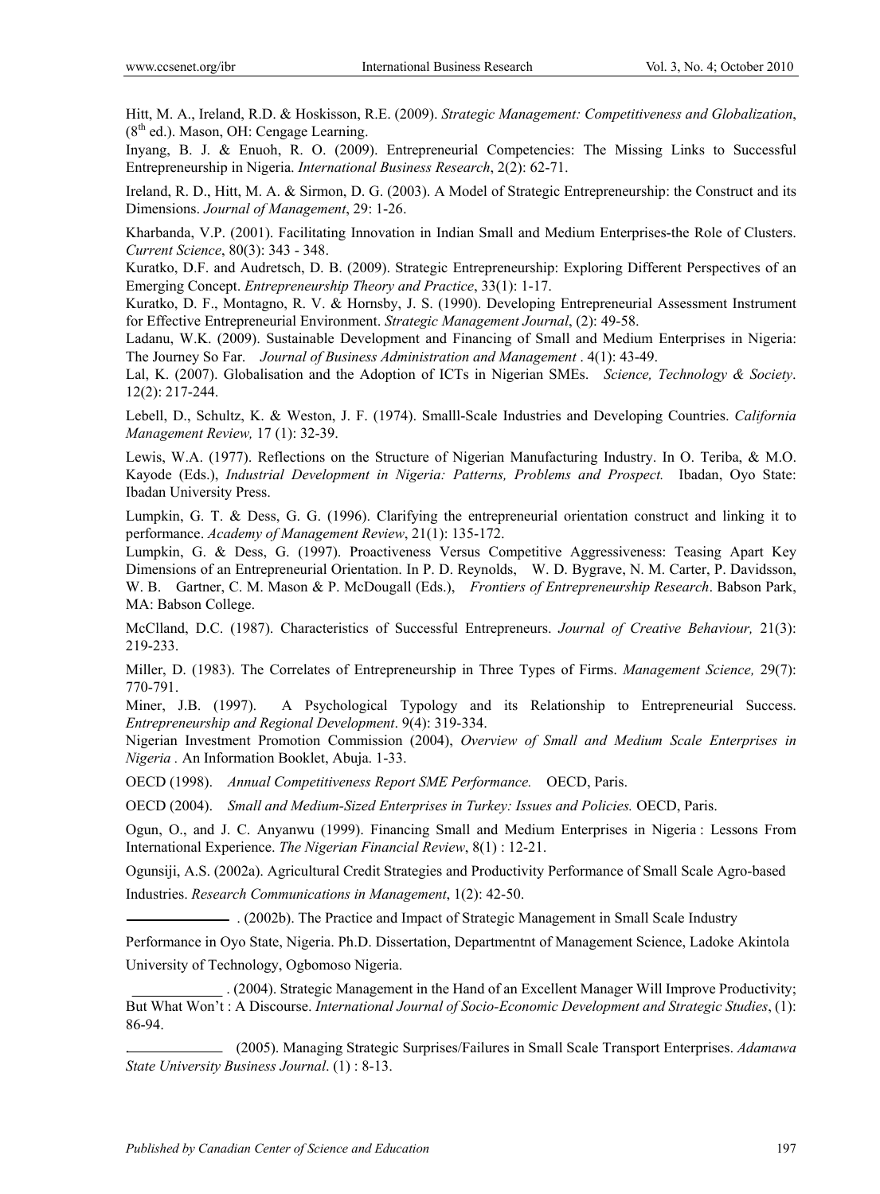Hitt, M. A., Ireland, R.D. & Hoskisson, R.E. (2009). *Strategic Management: Competitiveness and Globalization*, (8th ed.). Mason, OH: Cengage Learning.

Inyang, B. J. & Enuoh, R. O. (2009). Entrepreneurial Competencies: The Missing Links to Successful Entrepreneurship in Nigeria. *International Business Research*, 2(2): 62-71.

Ireland, R. D., Hitt, M. A. & Sirmon, D. G. (2003). A Model of Strategic Entrepreneurship: the Construct and its Dimensions. *Journal of Management*, 29: 1-26.

Kharbanda, V.P. (2001). Facilitating Innovation in Indian Small and Medium Enterprises-the Role of Clusters. *Current Science*, 80(3): 343 - 348.

Kuratko, D.F. and Audretsch, D. B. (2009). Strategic Entrepreneurship: Exploring Different Perspectives of an Emerging Concept. *Entrepreneurship Theory and Practice*, 33(1): 1-17.

Kuratko, D. F., Montagno, R. V. & Hornsby, J. S. (1990). Developing Entrepreneurial Assessment Instrument for Effective Entrepreneurial Environment. *Strategic Management Journal*, (2): 49-58.

Ladanu, W.K. (2009). Sustainable Development and Financing of Small and Medium Enterprises in Nigeria: The Journey So Far. *Journal of Business Administration and Management* . 4(1): 43-49.

Lal, K. (2007). Globalisation and the Adoption of ICTs in Nigerian SMEs. *Science, Technology & Society*. 12(2): 217-244.

Lebell, D., Schultz, K. & Weston, J. F. (1974). Smalll-Scale Industries and Developing Countries. *California Management Review,* 17 (1): 32-39.

Lewis, W.A. (1977). Reflections on the Structure of Nigerian Manufacturing Industry. In O. Teriba, & M.O. Kayode (Eds.), *Industrial Development in Nigeria: Patterns, Problems and Prospect.* Ibadan, Oyo State: Ibadan University Press.

Lumpkin, G. T. & Dess, G. G. (1996). Clarifying the entrepreneurial orientation construct and linking it to performance. *Academy of Management Review*, 21(1): 135-172.

Lumpkin, G. & Dess, G. (1997). Proactiveness Versus Competitive Aggressiveness: Teasing Apart Key Dimensions of an Entrepreneurial Orientation. In P. D. Reynolds, W. D. Bygrave, N. M. Carter, P. Davidsson, W. B. Gartner, C. M. Mason & P. McDougall (Eds.), *Frontiers of Entrepreneurship Research*. Babson Park, MA: Babson College.

McClland, D.C. (1987). Characteristics of Successful Entrepreneurs. *Journal of Creative Behaviour,* 21(3): 219-233.

Miller, D. (1983). The Correlates of Entrepreneurship in Three Types of Firms. *Management Science,* 29(7): 770-791.

Miner, J.B. (1997). A Psychological Typology and its Relationship to Entrepreneurial Success. *Entrepreneurship and Regional Development*. 9(4): 319-334.

Nigerian Investment Promotion Commission (2004), *Overview of Small and Medium Scale Enterprises in Nigeria .* An Information Booklet, Abuja. 1-33.

OECD (1998). *Annual Competitiveness Report SME Performance.* OECD, Paris.

OECD (2004). *Small and Medium-Sized Enterprises in Turkey: Issues and Policies.* OECD, Paris.

Ogun, O., and J. C. Anyanwu (1999). Financing Small and Medium Enterprises in Nigeria : Lessons From International Experience. *The Nigerian Financial Review*, 8(1) : 12-21.

Ogunsiji, A.S. (2002a). Agricultural Credit Strategies and Productivity Performance of Small Scale Agro-based Industries. *Research Communications in Management*, 1(2): 42-50.

\_\_\_\_\_\_\_\_\_\_\_\_\_\_ . (2002b). The Practice and Impact of Strategic Management in Small Scale Industry Performance in Oyo State, Nigeria. Ph.D. Dissertation, Departmentnt of Management Science, Ladoke Akintola University of Technology, Ogbomoso Nigeria.

\_\_\_\_\_\_\_\_\_\_\_\_ . (2004). Strategic Management in the Hand of an Excellent Manager Will Improve Productivity; But What Won't : A Discourse. *International Journal of Socio-Economic Development and Strategic Studies*, (1): 86-94.

\_\_\_\_\_\_\_\_\_\_\_\_\_ (2005). Managing Strategic Surprises/Failures in Small Scale Transport Enterprises. *Adamawa State University Business Journal*. (1) : 8-13.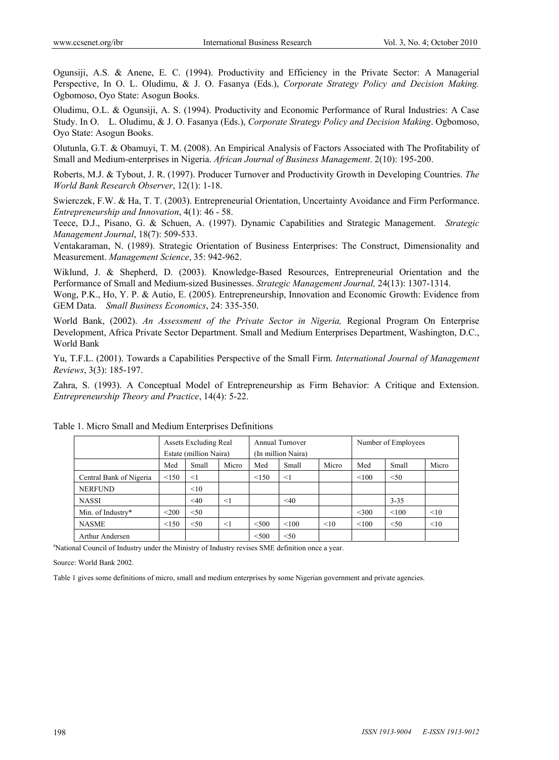Ogunsiji, A.S. & Anene, E. C. (1994). Productivity and Efficiency in the Private Sector: A Managerial Perspective, In O. L. Oludimu, & J. O. Fasanya (Eds.), *Corporate Strategy Policy and Decision Making.* Ogbomoso, Oyo State: Asogun Books.

Oludimu, O.L. & Ogunsiji, A. S. (1994). Productivity and Economic Performance of Rural Industries: A Case Study. In O. L. Oludimu, & J. O. Fasanya (Eds.), *Corporate Strategy Policy and Decision Making*. Ogbomoso, Oyo State: Asogun Books.

Olutunla, G.T. & Obamuyi, T. M. (2008). An Empirical Analysis of Factors Associated with The Profitability of Small and Medium-enterprises in Nigeria. *African Journal of Business Management*. 2(10): 195-200.

Roberts, M.J. & Tybout, J. R. (1997). Producer Turnover and Productivity Growth in Developing Countries. *The World Bank Research Observer*, 12(1): 1-18.

Swierczek, F.W. & Ha, T. T. (2003). Entrepreneurial Orientation, Uncertainty Avoidance and Firm Performance. *Entrepreneurship and Innovation*, 4(1): 46 - 58.

Teece, D.J., Pisano, G. & Schuen, A. (1997). Dynamic Capabilities and Strategic Management. *Strategic Management Journal*, 18(7): 509-533.

Ventakaraman, N. (1989). Strategic Orientation of Business Enterprises: The Construct, Dimensionality and Measurement. *Management Science*, 35: 942-962.

Wiklund, J. & Shepherd, D. (2003). Knowledge-Based Resources, Entrepreneurial Orientation and the Performance of Small and Medium-sized Businesses. *Strategic Management Journal,* 24(13): 1307-1314.

Wong, P.K., Ho, Y. P. & Autio, E. (2005). Entrepreneurship, Innovation and Economic Growth: Evidence from GEM Data. *Small Business Economics*, 24: 335-350.

World Bank, (2002). *An Assessment of the Private Sector in Nigeria,* Regional Program On Enterprise Development, Africa Private Sector Department. Small and Medium Enterprises Department, Washington, D.C., World Bank

Yu, T.F.L. (2001). Towards a Capabilities Perspective of the Small Firm*. International Journal of Management Reviews*, 3(3): 185-197.

Zahra, S. (1993). A Conceptual Model of Entrepreneurship as Firm Behavior: A Critique and Extension. *Entrepreneurship Theory and Practice*, 14(4): 5-22.

Table 1. Micro Small and Medium Enterprises Definitions

| | Assets Excluding Real Estate (million Naira) | | | Annual Turnover (In million Naira) | | | Number of Employees | | |
|---|---|---|---|---|---|---|---|---|---|
| | Med | Small | Micro | Med | Small | Micro | Med | Small | Micro |
| Central Bank of Nigeria | <150 | <1 | | <150 | <1 | | <100 | <50 | |
| NERFUND | | <10 | | | | | | | |
| NASSI | | <40 | <1 | | <40 | | | 3-35 | |
| Min. of Industry* | <200 | <50 | | | | | <300 | <100 | <10 |
| NASME | <150 | <50 | <1 | <500 | <100 | <10 | <100 | <50 | <10 |
| Arthur Andersen | | | | <500 | <50 | | | | |

[a]National Council of Industry under the Ministry of Industry revises SME definition once a year.

Source: World Bank 2002.

Table 1 gives some definitions of micro, small and medium enterprises by some Nigerian government and private agencies.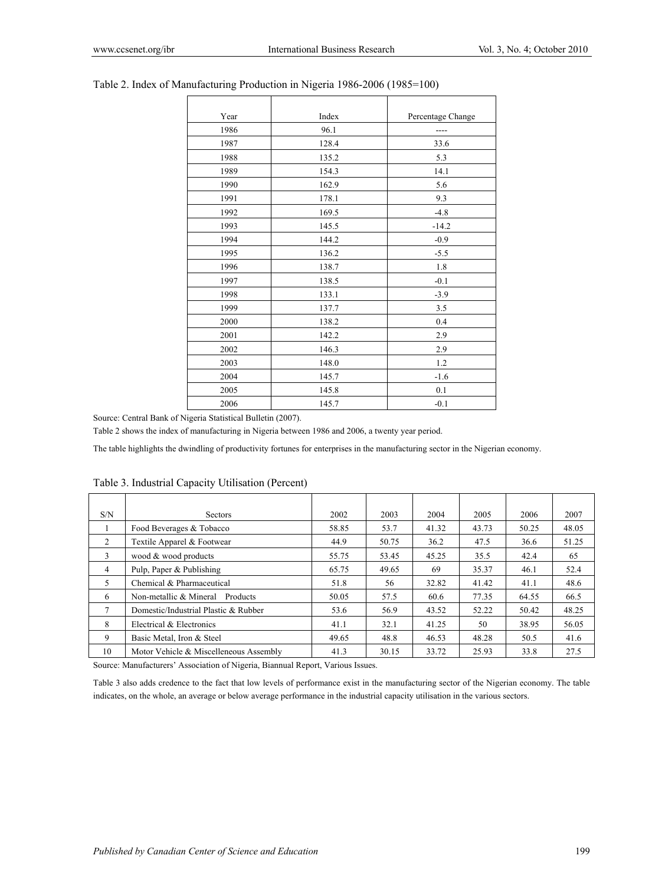Table 2. Index of Manufacturing Production in Nigeria 1986-2006 (1985=100)

| Year | Index | Percentage Change |
|---|---|---|
| 1986 | 96.1 | ---- |
| 1987 | 128.4 | 33.6 |
| 1988 | 135.2 | 5.3 |
| 1989 | 154.3 | 14.1 |
| 1990 | 162.9 | 5.6 |
| 1991 | 178.1 | 9.3 |
| 1992 | 169.5 | -4.8 |
| 1993 | 145.5 | -14.2 |
| 1994 | 144.2 | -0.9 |
| 1995 | 136.2 | -5.5 |
| 1996 | 138.7 | 1.8 |
| 1997 | 138.5 | -0.1 |
| 1998 | 133.1 | -3.9 |
| 1999 | 137.7 | 3.5 |
| 2000 | 138.2 | 0.4 |
| 2001 | 142.2 | 2.9 |
| 2002 | 146.3 | 2.9 |
| 2003 | 148.0 | 1.2 |
| 2004 | 145.7 | -1.6 |
| 2005 | 145.8 | 0.1 |
| 2006 | 145.7 | -0.1 |

Source: Central Bank of Nigeria Statistical Bulletin (2007).

Table 2 shows the index of manufacturing in Nigeria between 1986 and 2006, a twenty year period.

The table highlights the dwindling of productivity fortunes for enterprises in the manufacturing sector in the Nigerian economy.

Table 3. Industrial Capacity Utilisation (Percent)

| S/N | Sectors | 2002 | 2003 | 2004 | 2005 | 2006 | 2007 |
|---|---|---|---|---|---|---|---|
| 1 | Food Beverages & Tobacco | 58.85 | 53.7 | 41.32 | 43.73 | 50.25 | 48.05 |
| 2 | Textile Apparel & Footwear | 44.9 | 50.75 | 36.2 | 47.5 | 36.6 | 51.25 |
| 3 | wood & wood products | 55.75 | 53.45 | 45.25 | 35.5 | 42.4 | 65 |
| 4 | Pulp, Paper & Publishing | 65.75 | 49.65 | 69 | 35.37 | 46.1 | 52.4 |
| 5 | Chemical & Pharmaceutical | 51.8 | 56 | 32.82 | 41.42 | 41.1 | 48.6 |
| 6 | Non-metallic & Mineral Products | 50.05 | 57.5 | 60.6 | 77.35 | 64.55 | 66.5 |
| 7 | Domestic/Industrial Plastic & Rubber | 53.6 | 56.9 | 43.52 | 52.22 | 50.42 | 48.25 |
| 8 | Electrical & Electronics | 41.1 | 32.1 | 41.25 | 50 | 38.95 | 56.05 |
| 9 | Basic Metal, Iron & Steel | 49.65 | 48.8 | 46.53 | 48.28 | 50.5 | 41.6 |
| 10 | Motor Vehicle & Miscelleneous Assembly | 41.3 | 30.15 | 33.72 | 25.93 | 33.8 | 27.5 |

Source: Manufacturers' Association of Nigeria, Biannual Report, Various Issues.

Table 3 also adds credence to the fact that low levels of performance exist in the manufacturing sector of the Nigerian economy. The table indicates, on the whole, an average or below average performance in the industrial capacity utilisation in the various sectors.